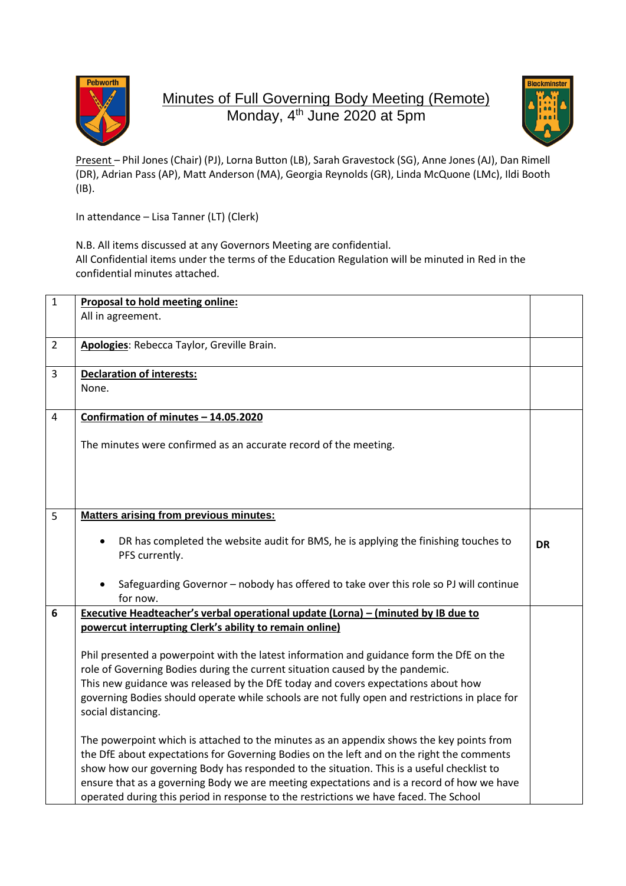# Minutes of Full Governing Body Meeting (Remote)

Monday, 4th June 2020 at 5pm

Present – Phil Jones (Chair) (PJ), Lorna Button (LB), Sarah Gravestock (SG), Anne Jones (AJ), Dan Rimell (DR), Adrian Pass (AP), Matt Anderson (MA), Georgia Reynolds (GR), Linda McQuone (LMc), Ildi Booth (IB).

In attendance – Lisa Tanner (LT) (Clerk)

N.B. All items discussed at any Governors Meeting are confidential.
All Confidential items under the terms of the Education Regulation will be minuted in Red in the confidential minutes attached.

| | | |
|---|---|---|
| 1 | **Proposal to hold meeting online:**<br>All in agreement. | |
| 2 | **Apologies**: Rebecca Taylor, Greville Brain. | |
| 3 | **Declaration of interests:**<br>None. | |
| 4 | **Confirmation of minutes – 14.05.2020**<br><br>The minutes were confirmed as an accurate record of the meeting. | |
| 5 | **Matters arising from previous minutes:**<br><br>• DR has completed the website audit for BMS, he is applying the finishing touches to PFS currently.<br><br>• Safeguarding Governor – nobody has offered to take over this role so PJ will continue for now. | **DR** |
| **6** | **Executive Headteacher's verbal operational update (Lorna) – (minuted by IB due to powercut interrupting Clerk's ability to remain online)**<br><br>Phil presented a powerpoint with the latest information and guidance form the DfE on the role of Governing Bodies during the current situation caused by the pandemic.<br>This new guidance was released by the DfE today and covers expectations about how governing Bodies should operate while schools are not fully open and restrictions in place for social distancing.<br><br>The powerpoint which is attached to the minutes as an appendix shows the key points from the DfE about expectations for Governing Bodies on the left and on the right the comments show how our governing Body has responded to the situation. This is a useful checklist to ensure that as a governing Body we are meeting expectations and is a record of how we have operated during this period in response to the restrictions we have faced. The School | |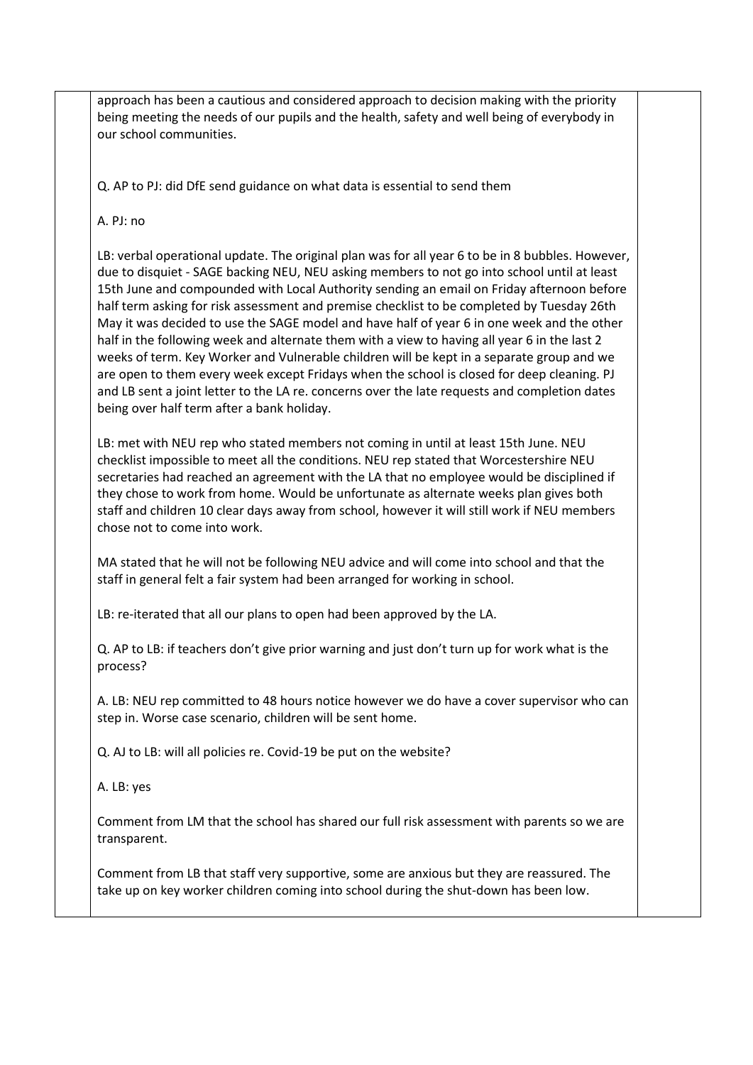approach has been a cautious and considered approach to decision making with the priority being meeting the needs of our pupils and the health, safety and well being of everybody in our school communities.

Q. AP to PJ: did DfE send guidance on what data is essential to send them

A. PJ: no

LB: verbal operational update. The original plan was for all year 6 to be in 8 bubbles. However, due to disquiet - SAGE backing NEU, NEU asking members to not go into school until at least 15th June and compounded with Local Authority sending an email on Friday afternoon before half term asking for risk assessment and premise checklist to be completed by Tuesday 26th May it was decided to use the SAGE model and have half of year 6 in one week and the other half in the following week and alternate them with a view to having all year 6 in the last 2 weeks of term. Key Worker and Vulnerable children will be kept in a separate group and we are open to them every week except Fridays when the school is closed for deep cleaning. PJ and LB sent a joint letter to the LA re. concerns over the late requests and completion dates being over half term after a bank holiday.

LB: met with NEU rep who stated members not coming in until at least 15th June. NEU checklist impossible to meet all the conditions. NEU rep stated that Worcestershire NEU secretaries had reached an agreement with the LA that no employee would be disciplined if they chose to work from home. Would be unfortunate as alternate weeks plan gives both staff and children 10 clear days away from school, however it will still work if NEU members chose not to come into work.

MA stated that he will not be following NEU advice and will come into school and that the staff in general felt a fair system had been arranged for working in school.

LB: re-iterated that all our plans to open had been approved by the LA.

Q. AP to LB: if teachers don't give prior warning and just don't turn up for work what is the process?

A. LB: NEU rep committed to 48 hours notice however we do have a cover supervisor who can step in. Worse case scenario, children will be sent home.

Q. AJ to LB: will all policies re. Covid-19 be put on the website?

A. LB: yes

Comment from LM that the school has shared our full risk assessment with parents so we are transparent.

Comment from LB that staff very supportive, some are anxious but they are reassured. The take up on key worker children coming into school during the shut-down has been low.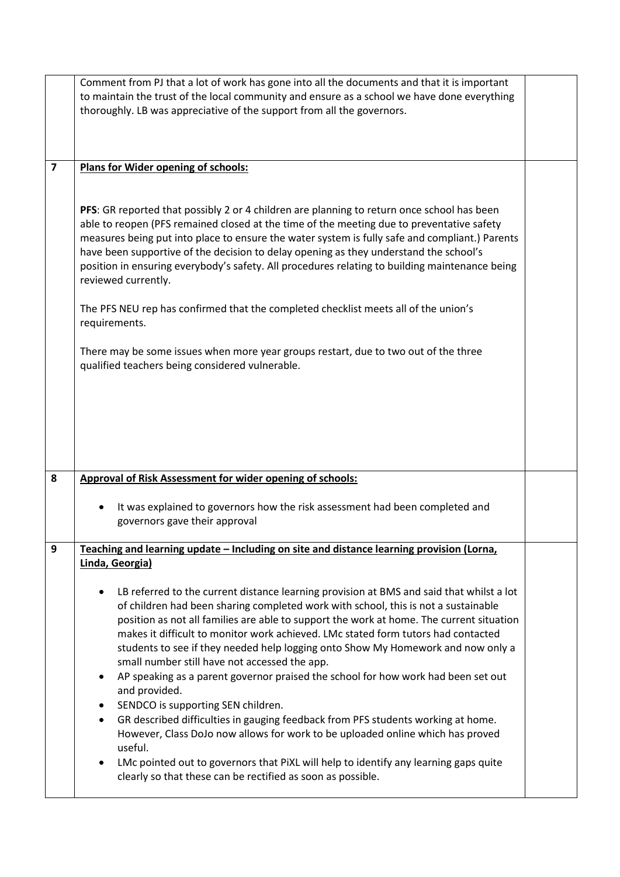| | | |
|---|---|---|
| | Comment from PJ that a lot of work has gone into all the documents and that it is important to maintain the trust of the local community and ensure as a school we have done everything thoroughly. LB was appreciative of the support from all the governors. | |
| **7** | **<u>Plans for Wider opening of schools:</u>**<br><br>**PFS**: GR reported that possibly 2 or 4 children are planning to return once school has been able to reopen (PFS remained closed at the time of the meeting due to preventative safety measures being put into place to ensure the water system is fully safe and compliant.) Parents have been supportive of the decision to delay opening as they understand the school's position in ensuring everybody's safety. All procedures relating to building maintenance being reviewed currently.<br><br>The PFS NEU rep has confirmed that the completed checklist meets all of the union's requirements.<br><br>There may be some issues when more year groups restart, due to two out of the three qualified teachers being considered vulnerable. | |
| **8** | **<u>Approval of Risk Assessment for wider opening of schools:</u>**<br><br>• It was explained to governors how the risk assessment had been completed and governors gave their approval | |
| **9** | **<u>Teaching and learning update – Including on site and distance learning provision (Lorna, Linda, Georgia)</u>**<br><br>• LB referred to the current distance learning provision at BMS and said that whilst a lot of children had been sharing completed work with school, this is not a sustainable position as not all families are able to support the work at home. The current situation makes it difficult to monitor work achieved. LMc stated form tutors had contacted students to see if they needed help logging onto Show My Homework and now only a small number still have not accessed the app.<br>• AP speaking as a parent governor praised the school for how work had been set out and provided.<br>• SENDCO is supporting SEN children.<br>• GR described difficulties in gauging feedback from PFS students working at home. However, Class DoJo now allows for work to be uploaded online which has proved useful.<br>• LMc pointed out to governors that PiXL will help to identify any learning gaps quite clearly so that these can be rectified as soon as possible. | |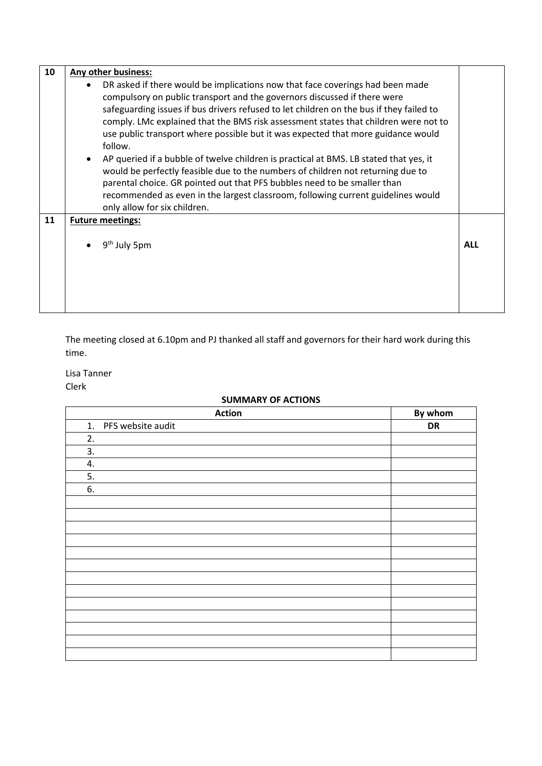| | | |
|---|---|---|
| 10 | **Any other business:**<br>• DR asked if there would be implications now that face coverings had been made compulsory on public transport and the governors discussed if there were safeguarding issues if bus drivers refused to let children on the bus if they failed to comply. LMc explained that the BMS risk assessment states that children were not to use public transport where possible but it was expected that more guidance would follow.<br>• AP queried if a bubble of twelve children is practical at BMS. LB stated that yes, it would be perfectly feasible due to the numbers of children not returning due to parental choice. GR pointed out that PFS bubbles need to be smaller than recommended as even in the largest classroom, following current guidelines would only allow for six children. | |
| 11 | **Future meetings:**<br>• 9th July 5pm | **ALL** |

The meeting closed at 6.10pm and PJ thanked all staff and governors for their hard work during this time.

Lisa Tanner
Clerk

**SUMMARY OF ACTIONS**

| Action | By whom |
|---|---|
| 1. PFS website audit | **DR** |
| 2. | |
| 3. | |
| 4. | |
| 5. | |
| 6. | |
| | |
| | |
| | |
| | |
| | |
| | |
| | |
| | |
| | |
| | |
| | |
| | |
| | |